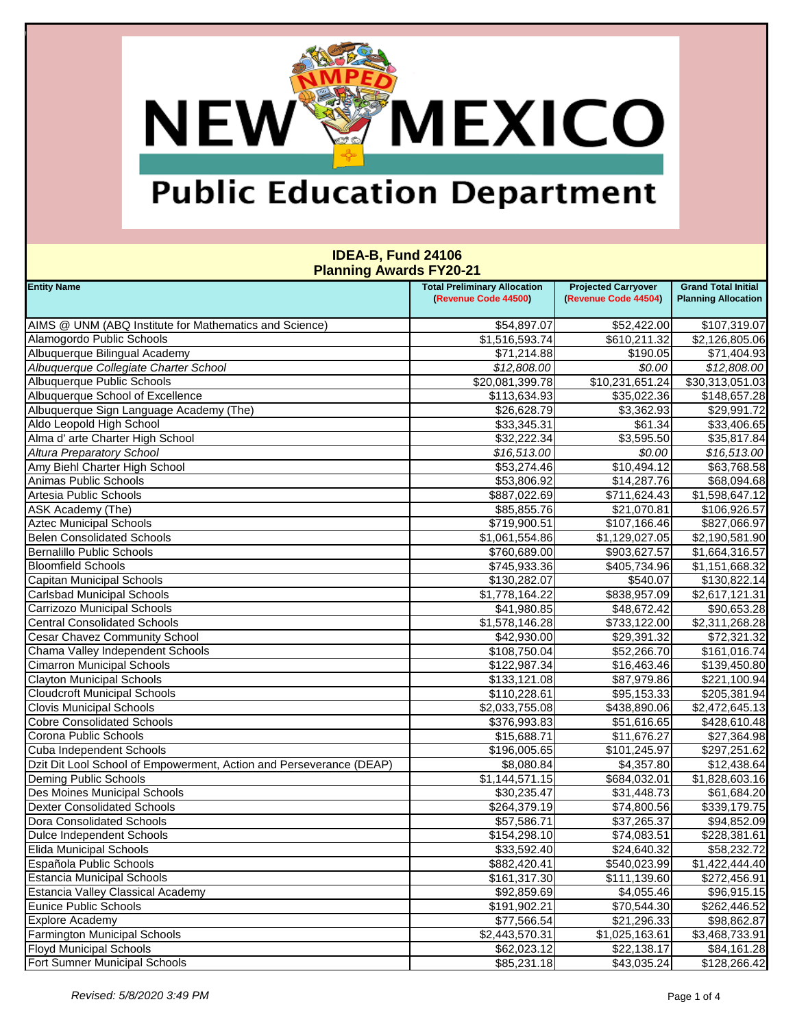# New Mexico Public Education Department

## IDEA-B, Fund 24106
## Planning Awards FY20-21

| Entity Name | Total Preliminary Allocation (Revenue Code 44500) | Projected Carryover (Revenue Code 44504) | Grand Total Initial Planning Allocation |
|---|---|---|---|
| AIMS @ UNM (ABQ Institute for Mathematics and Science) | $54,897.07 | $52,422.00 | $107,319.07 |
| Alamogordo Public Schools | $1,516,593.74 | $610,211.32 | $2,126,805.06 |
| Albuquerque Bilingual Academy | $71,214.88 | $190.05 | $71,404.93 |
| *Albuquerque Collegiate Charter School* | *$12,808.00* | *$0.00* | *$12,808.00* |
| Albuquerque Public Schools | $20,081,399.78 | $10,231,651.24 | $30,313,051.03 |
| Albuquerque School of Excellence | $113,634.93 | $35,022.36 | $148,657.28 |
| Albuquerque Sign Language Academy (The) | $26,628.79 | $3,362.93 | $29,991.72 |
| Aldo Leopold High School | $33,345.31 | $61.34 | $33,406.65 |
| Alma d' arte Charter High School | $32,222.34 | $3,595.50 | $35,817.84 |
| *Altura Preparatory School* | *$16,513.00* | *$0.00* | *$16,513.00* |
| Amy Biehl Charter High School | $53,274.46 | $10,494.12 | $63,768.58 |
| Animas Public Schools | $53,806.92 | $14,287.76 | $68,094.68 |
| Artesia Public Schools | $887,022.69 | $711,624.43 | $1,598,647.12 |
| ASK Academy (The) | $85,855.76 | $21,070.81 | $106,926.57 |
| Aztec Municipal Schools | $719,900.51 | $107,166.46 | $827,066.97 |
| Belen Consolidated Schools | $1,061,554.86 | $1,129,027.05 | $2,190,581.90 |
| Bernalillo Public Schools | $760,689.00 | $903,627.57 | $1,664,316.57 |
| Bloomfield Schools | $745,933.36 | $405,734.96 | $1,151,668.32 |
| Capitan Municipal Schools | $130,282.07 | $540.07 | $130,822.14 |
| Carlsbad Municipal Schools | $1,778,164.22 | $838,957.09 | $2,617,121.31 |
| Carrizozo Municipal Schools | $41,980.85 | $48,672.42 | $90,653.28 |
| Central Consolidated Schools | $1,578,146.28 | $733,122.00 | $2,311,268.28 |
| Cesar Chavez Community School | $42,930.00 | $29,391.32 | $72,321.32 |
| Chama Valley Independent Schools | $108,750.04 | $52,266.70 | $161,016.74 |
| Cimarron Municipal Schools | $122,987.34 | $16,463.46 | $139,450.80 |
| Clayton Municipal Schools | $133,121.08 | $87,979.86 | $221,100.94 |
| Cloudcroft Municipal Schools | $110,228.61 | $95,153.33 | $205,381.94 |
| Clovis Municipal Schools | $2,033,755.08 | $438,890.06 | $2,472,645.13 |
| Cobre Consolidated Schools | $376,993.83 | $51,616.65 | $428,610.48 |
| Corona Public Schools | $15,688.71 | $11,676.27 | $27,364.98 |
| Cuba Independent Schools | $196,005.65 | $101,245.97 | $297,251.62 |
| Dzit Dit Lool School of Empowerment, Action and Perseverance (DEAP) | $8,080.84 | $4,357.80 | $12,438.64 |
| Deming Public Schools | $1,144,571.15 | $684,032.01 | $1,828,603.16 |
| Des Moines Municipal Schools | $30,235.47 | $31,448.73 | $61,684.20 |
| Dexter Consolidated Schools | $264,379.19 | $74,800.56 | $339,179.75 |
| Dora Consolidated Schools | $57,586.71 | $37,265.37 | $94,852.09 |
| Dulce Independent Schools | $154,298.10 | $74,083.51 | $228,381.61 |
| Elida Municipal Schools | $33,592.40 | $24,640.32 | $58,232.72 |
| Española Public Schools | $882,420.41 | $540,023.99 | $1,422,444.40 |
| Estancia Municipal Schools | $161,317.30 | $111,139.60 | $272,456.91 |
| Estancia Valley Classical Academy | $92,859.69 | $4,055.46 | $96,915.15 |
| Eunice Public Schools | $191,902.21 | $70,544.30 | $262,446.52 |
| Explore Academy | $77,566.54 | $21,296.33 | $98,862.87 |
| Farmington Municipal Schools | $2,443,570.31 | $1,025,163.61 | $3,468,733.91 |
| Floyd Municipal Schools | $62,023.12 | $22,138.17 | $84,161.28 |
| Fort Sumner Municipal Schools | $85,231.18 | $43,035.24 | $128,266.42 |

*Revised: 5/8/2020 3:49 PM*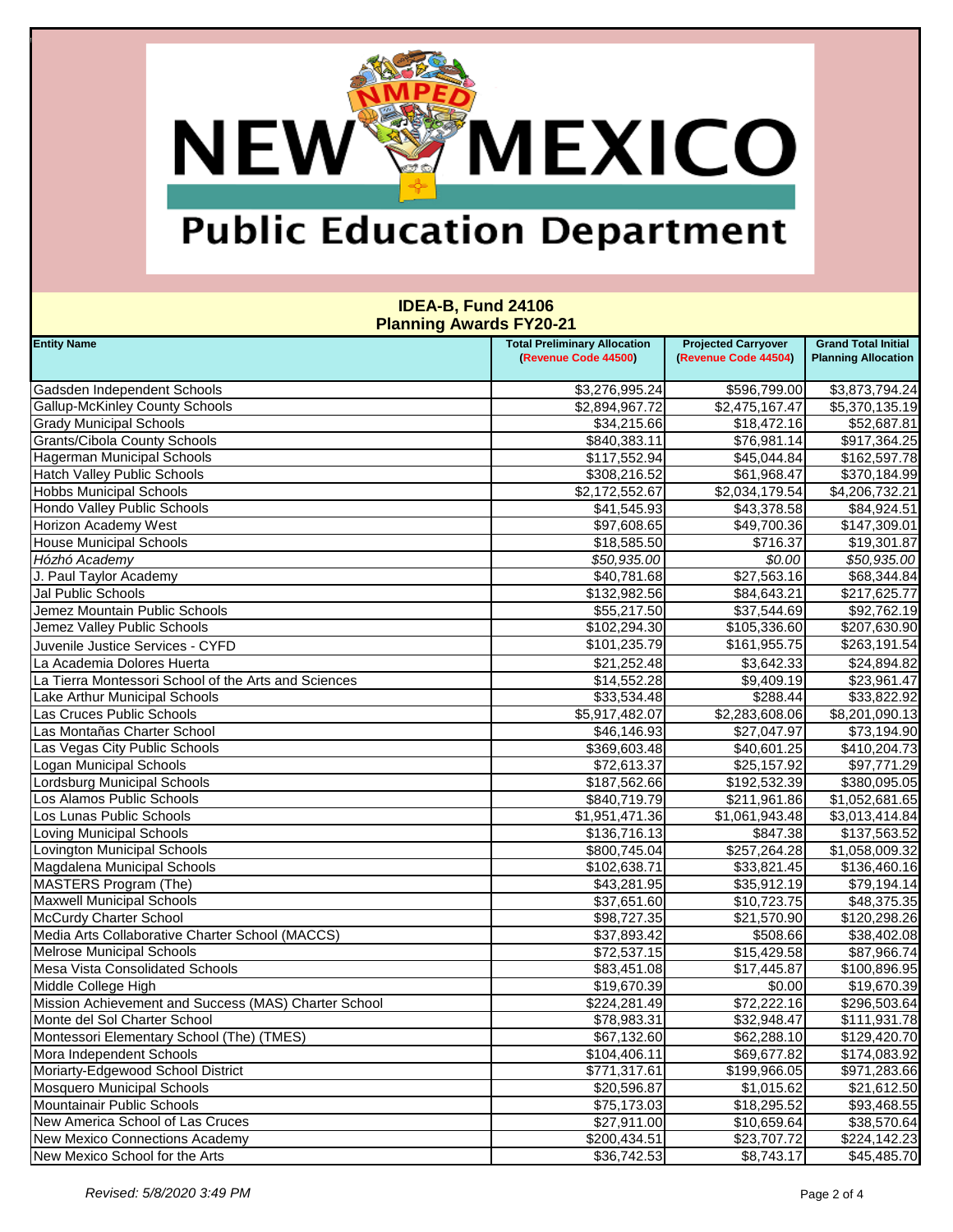# New Mexico Public Education Department

## IDEA-B, Fund 24106
## Planning Awards FY20-21

| Entity Name | Total Preliminary Allocation (Revenue Code 44500) | Projected Carryover (Revenue Code 44504) | Grand Total Initial Planning Allocation |
|---|---|---|---|
| Gadsden Independent Schools | $3,276,995.24 | $596,799.00 | $3,873,794.24 |
| Gallup-McKinley County Schools | $2,894,967.72 | $2,475,167.47 | $5,370,135.19 |
| Grady Municipal Schools | $34,215.66 | $18,472.16 | $52,687.81 |
| Grants/Cibola County Schools | $840,383.11 | $76,981.14 | $917,364.25 |
| Hagerman Municipal Schools | $117,552.94 | $45,044.84 | $162,597.78 |
| Hatch Valley Public Schools | $308,216.52 | $61,968.47 | $370,184.99 |
| Hobbs Municipal Schools | $2,172,552.67 | $2,034,179.54 | $4,206,732.21 |
| Hondo Valley Public Schools | $41,545.93 | $43,378.58 | $84,924.51 |
| Horizon Academy West | $97,608.65 | $49,700.36 | $147,309.01 |
| House Municipal Schools | $18,585.50 | $716.37 | $19,301.87 |
| *Hózhó Academy* | *$50,935.00* | *$0.00* | *$50,935.00* |
| J. Paul Taylor Academy | $40,781.68 | $27,563.16 | $68,344.84 |
| Jal Public Schools | $132,982.56 | $84,643.21 | $217,625.77 |
| Jemez Mountain Public Schools | $55,217.50 | $37,544.69 | $92,762.19 |
| Jemez Valley Public Schools | $102,294.30 | $105,336.60 | $207,630.90 |
| Juvenile Justice Services - CYFD | $101,235.79 | $161,955.75 | $263,191.54 |
| La Academia Dolores Huerta | $21,252.48 | $3,642.33 | $24,894.82 |
| La Tierra Montessori School of the Arts and Sciences | $14,552.28 | $9,409.19 | $23,961.47 |
| Lake Arthur Municipal Schools | $33,534.48 | $288.44 | $33,822.92 |
| Las Cruces Public Schools | $5,917,482.07 | $2,283,608.06 | $8,201,090.13 |
| Las Montañas Charter School | $46,146.93 | $27,047.97 | $73,194.90 |
| Las Vegas City Public Schools | $369,603.48 | $40,601.25 | $410,204.73 |
| Logan Municipal Schools | $72,613.37 | $25,157.92 | $97,771.29 |
| Lordsburg Municipal Schools | $187,562.66 | $192,532.39 | $380,095.05 |
| Los Alamos Public Schools | $840,719.79 | $211,961.86 | $1,052,681.65 |
| Los Lunas Public Schools | $1,951,471.36 | $1,061,943.48 | $3,013,414.84 |
| Loving Municipal Schools | $136,716.13 | $847.38 | $137,563.52 |
| Lovington Municipal Schools | $800,745.04 | $257,264.28 | $1,058,009.32 |
| Magdalena Municipal Schools | $102,638.71 | $33,821.45 | $136,460.16 |
| MASTERS Program (The) | $43,281.95 | $35,912.19 | $79,194.14 |
| Maxwell Municipal Schools | $37,651.60 | $10,723.75 | $48,375.35 |
| McCurdy Charter School | $98,727.35 | $21,570.90 | $120,298.26 |
| Media Arts Collaborative Charter School (MACCS) | $37,893.42 | $508.66 | $38,402.08 |
| Melrose Municipal Schools | $72,537.15 | $15,429.58 | $87,966.74 |
| Mesa Vista Consolidated Schools | $83,451.08 | $17,445.87 | $100,896.95 |
| Middle College High | $19,670.39 | $0.00 | $19,670.39 |
| Mission Achievement and Success (MAS) Charter School | $224,281.49 | $72,222.16 | $296,503.64 |
| Monte del Sol Charter School | $78,983.31 | $32,948.47 | $111,931.78 |
| Montessori Elementary School (The) (TMES) | $67,132.60 | $62,288.10 | $129,420.70 |
| Mora Independent Schools | $104,406.11 | $69,677.82 | $174,083.92 |
| Moriarty-Edgewood School District | $771,317.61 | $199,966.05 | $971,283.66 |
| Mosquero Municipal Schools | $20,596.87 | $1,015.62 | $21,612.50 |
| Mountainair Public Schools | $75,173.03 | $18,295.52 | $93,468.55 |
| New America School of Las Cruces | $27,911.00 | $10,659.64 | $38,570.64 |
| New Mexico Connections Academy | $200,434.51 | $23,707.72 | $224,142.23 |
| New Mexico School for the Arts | $36,742.53 | $8,743.17 | $45,485.70 |

*Revised: 5/8/2020 3:49 PM*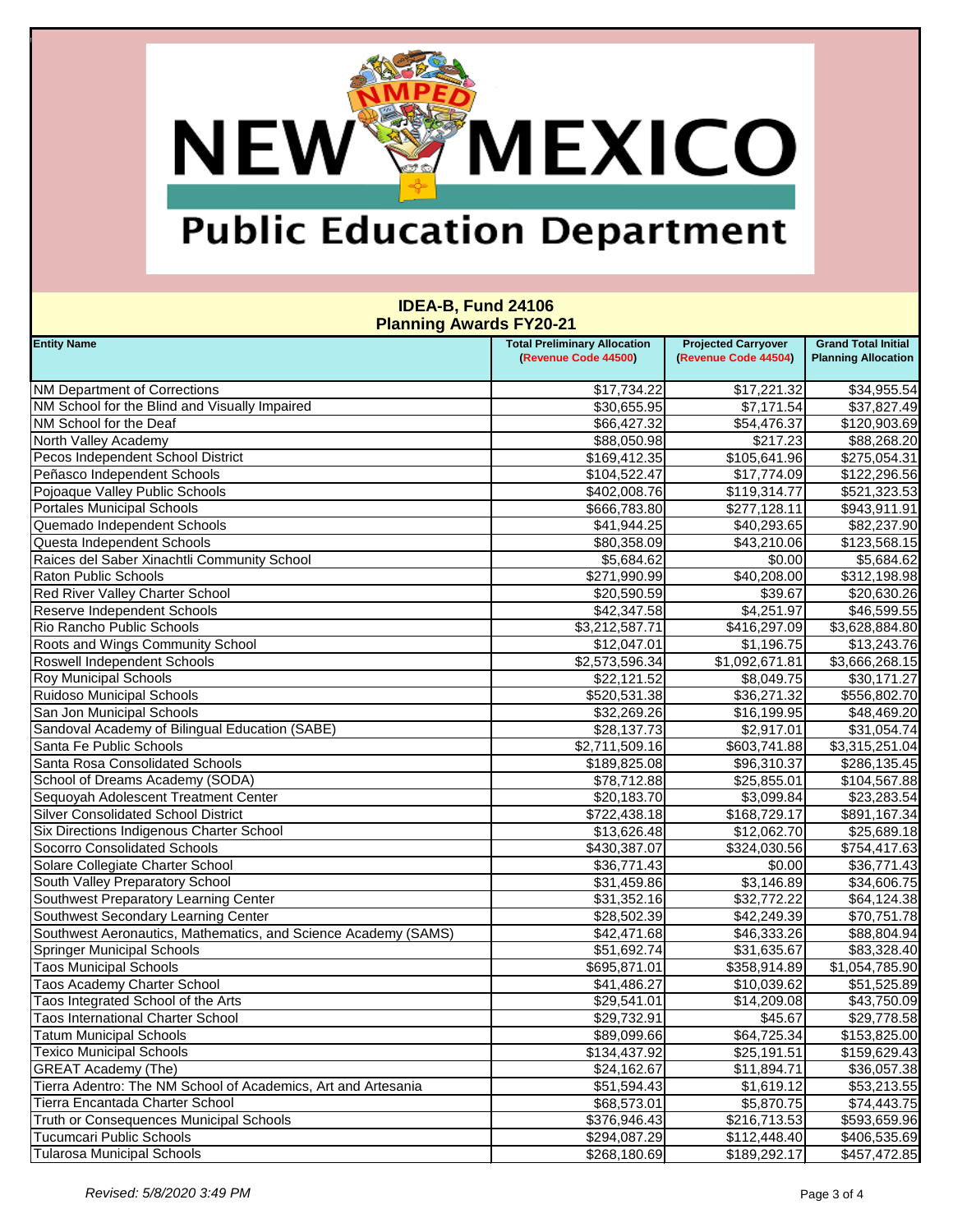# New Mexico Public Education Department

## IDEA-B, Fund 24106
## Planning Awards FY20-21

| Entity Name | Total Preliminary Allocation (Revenue Code 44500) | Projected Carryover (Revenue Code 44504) | Grand Total Initial Planning Allocation |
|---|---|---|---|
| NM Department of Corrections | $17,734.22 | $17,221.32 | $34,955.54 |
| NM School for the Blind and Visually Impaired | $30,655.95 | $7,171.54 | $37,827.49 |
| NM School for the Deaf | $66,427.32 | $54,476.37 | $120,903.69 |
| North Valley Academy | $88,050.98 | $217.23 | $88,268.20 |
| Pecos Independent School District | $169,412.35 | $105,641.96 | $275,054.31 |
| Peñasco Independent Schools | $104,522.47 | $17,774.09 | $122,296.56 |
| Pojoaque Valley Public Schools | $402,008.76 | $119,314.77 | $521,323.53 |
| Portales Municipal Schools | $666,783.80 | $277,128.11 | $943,911.91 |
| Quemado Independent Schools | $41,944.25 | $40,293.65 | $82,237.90 |
| Questa Independent Schools | $80,358.09 | $43,210.06 | $123,568.15 |
| Raices del Saber Xinachtli Community School | $5,684.62 | $0.00 | $5,684.62 |
| Raton Public Schools | $271,990.99 | $40,208.00 | $312,198.98 |
| Red River Valley Charter School | $20,590.59 | $39.67 | $20,630.26 |
| Reserve Independent Schools | $42,347.58 | $4,251.97 | $46,599.55 |
| Rio Rancho Public Schools | $3,212,587.71 | $416,297.09 | $3,628,884.80 |
| Roots and Wings Community School | $12,047.01 | $1,196.75 | $13,243.76 |
| Roswell Independent Schools | $2,573,596.34 | $1,092,671.81 | $3,666,268.15 |
| Roy Municipal Schools | $22,121.52 | $8,049.75 | $30,171.27 |
| Ruidoso Municipal Schools | $520,531.38 | $36,271.32 | $556,802.70 |
| San Jon Municipal Schools | $32,269.26 | $16,199.95 | $48,469.20 |
| Sandoval Academy of Bilingual Education (SABE) | $28,137.73 | $2,917.01 | $31,054.74 |
| Santa Fe Public Schools | $2,711,509.16 | $603,741.88 | $3,315,251.04 |
| Santa Rosa Consolidated Schools | $189,825.08 | $96,310.37 | $286,135.45 |
| School of Dreams Academy (SODA) | $78,712.88 | $25,855.01 | $104,567.88 |
| Sequoyah Adolescent Treatment Center | $20,183.70 | $3,099.84 | $23,283.54 |
| Silver Consolidated School District | $722,438.18 | $168,729.17 | $891,167.34 |
| Six Directions Indigenous Charter School | $13,626.48 | $12,062.70 | $25,689.18 |
| Socorro Consolidated Schools | $430,387.07 | $324,030.56 | $754,417.63 |
| Solare Collegiate Charter School | $36,771.43 | $0.00 | $36,771.43 |
| South Valley Preparatory School | $31,459.86 | $3,146.89 | $34,606.75 |
| Southwest Preparatory Learning Center | $31,352.16 | $32,772.22 | $64,124.38 |
| Southwest Secondary Learning Center | $28,502.39 | $42,249.39 | $70,751.78 |
| Southwest Aeronautics, Mathematics, and Science Academy (SAMS) | $42,471.68 | $46,333.26 | $88,804.94 |
| Springer Municipal Schools | $51,692.74 | $31,635.67 | $83,328.40 |
| Taos Municipal Schools | $695,871.01 | $358,914.89 | $1,054,785.90 |
| Taos Academy Charter School | $41,486.27 | $10,039.62 | $51,525.89 |
| Taos Integrated School of the Arts | $29,541.01 | $14,209.08 | $43,750.09 |
| Taos International Charter School | $29,732.91 | $45.67 | $29,778.58 |
| Tatum Municipal Schools | $89,099.66 | $64,725.34 | $153,825.00 |
| Texico Municipal Schools | $134,437.92 | $25,191.51 | $159,629.43 |
| GREAT Academy (The) | $24,162.67 | $11,894.71 | $36,057.38 |
| Tierra Adentro: The NM School of Academics, Art and Artesania | $51,594.43 | $1,619.12 | $53,213.55 |
| Tierra Encantada Charter School | $68,573.01 | $5,870.75 | $74,443.75 |
| Truth or Consequences Municipal Schools | $376,946.43 | $216,713.53 | $593,659.96 |
| Tucumcari Public Schools | $294,087.29 | $112,448.40 | $406,535.69 |
| Tularosa Municipal Schools | $268,180.69 | $189,292.17 | $457,472.85 |

*Revised: 5/8/2020 3:49 PM*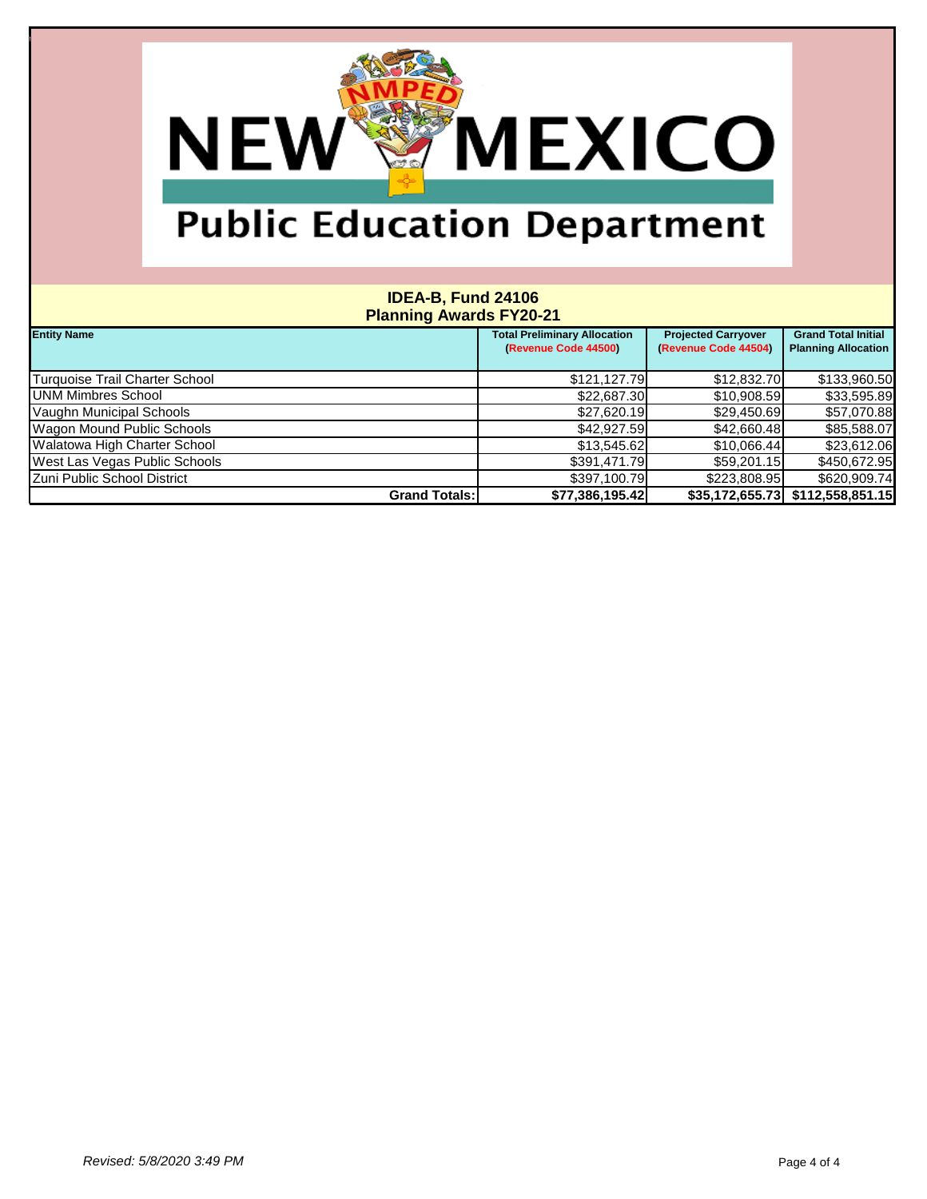New Mexico Public Education Department

## IDEA-B, Fund 24106
## Planning Awards FY20-21

| Entity Name | Total Preliminary Allocation (Revenue Code 44500) | Projected Carryover (Revenue Code 44504) | Grand Total Initial Planning Allocation |
|---|---|---|---|
| Turquoise Trail Charter School | $121,127.79 | $12,832.70 | $133,960.50 |
| UNM Mimbres School | $22,687.30 | $10,908.59 | $33,595.89 |
| Vaughn Municipal Schools | $27,620.19 | $29,450.69 | $57,070.88 |
| Wagon Mound Public Schools | $42,927.59 | $42,660.48 | $85,588.07 |
| Walatowa High Charter School | $13,545.62 | $10,066.44 | $23,612.06 |
| West Las Vegas Public Schools | $391,471.79 | $59,201.15 | $450,672.95 |
| Zuni Public School District | $397,100.79 | $223,808.95 | $620,909.74 |
| **Grand Totals:** | **$77,386,195.42** | **$35,172,655.73** | **$112,558,851.15** |

*Revised: 5/8/2020 3:49 PM*